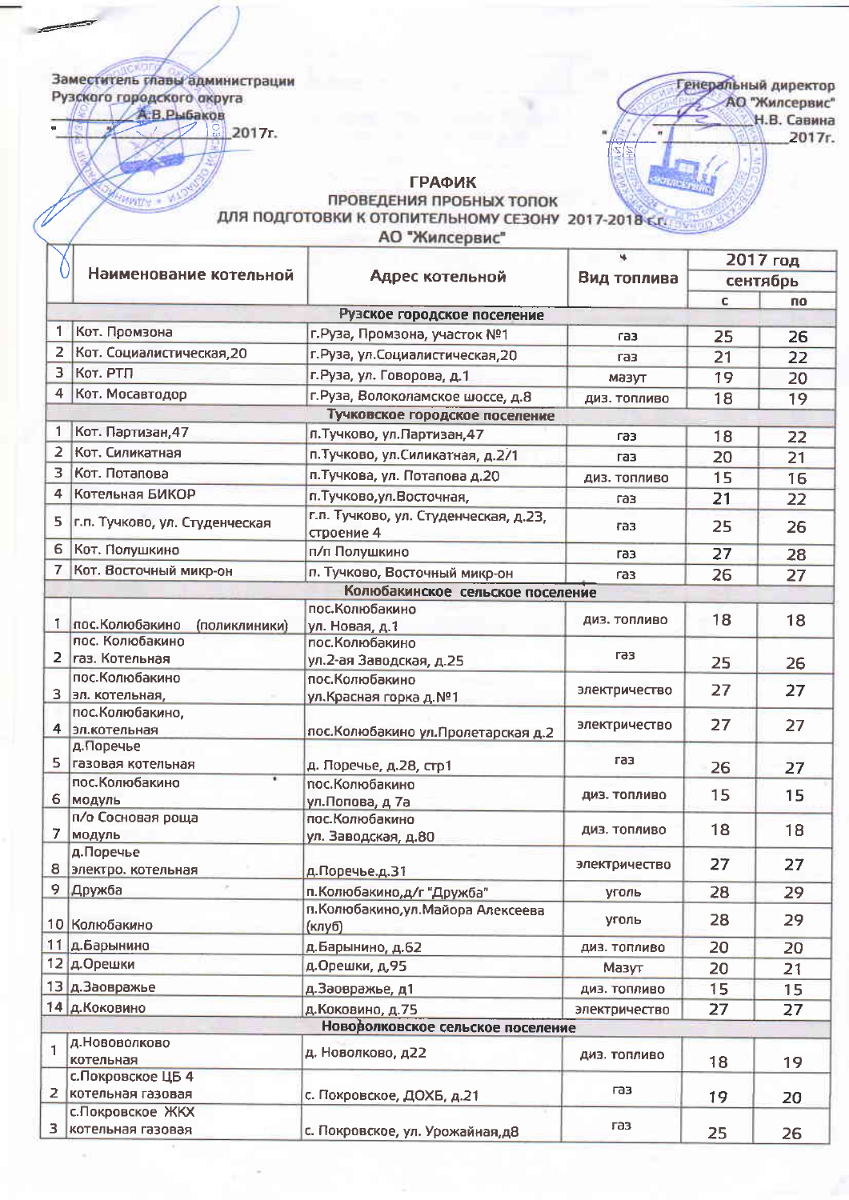Заместитель главы администрации
Рузского городского округа
\_\_\_\_\_\_\_\_\_\_ А.В.Рыбаков
"\_\_\_" \_\_\_\_\_\_\_\_\_\_ 2017г.

Генеральный директор
АО "Жилсервис"
\_\_\_\_\_\_\_\_\_\_ Н.В. Савина
"\_\_\_" \_\_\_\_\_\_\_\_\_\_ 2017г.

# ГРАФИК
## ПРОВЕДЕНИЯ ПРОБНЫХ ТОПОК ДЛЯ ПОДГОТОВКИ К ОТОПИТЕЛЬНОМУ СЕЗОНУ 2017-2018 г.г. АО "Жилсервис"

| № | Наименование котельной | Адрес котельной | Вид топлива | 2017 год | |
|---|---|---|---|---|---|
| | | | | сентябрь | |
| | | | | с | по |
| | **Рузское городское поселение** | | | | |
| 1 | Кот. Промзона | г.Руза, Промзона, участок №1 | газ | 25 | 26 |
| 2 | Кот. Социалистическая,20 | г.Руза, ул.Социалистическая,20 | газ | 21 | 22 |
| 3 | Кот. РТП | г.Руза, ул. Говорова, д.1 | мазут | 19 | 20 |
| 4 | Кот. Мосавтодор | г.Руза, Волоколамское шоссе, д.8 | диз. топливо | 18 | 19 |
| | **Тучковское городское поселение** | | | | |
| 1 | Кот. Партизан,47 | п.Тучково, ул.Партизан,47 | газ | 18 | 22 |
| 2 | Кот. Силикатная | п.Тучково, ул.Силикатная, д.2/1 | газ | 20 | 21 |
| 3 | Кот. Потапова | п.Тучкова, ул. Потапова д.20 | диз. топливо | 15 | 16 |
| 4 | Котельная БИКОР | п.Тучково,ул.Восточная, | газ | 21 | 22 |
| 5 | г.п. Тучково, ул. Студенческая | г.п. Тучково, ул. Студенческая, д.23, строение 4 | газ | 25 | 26 |
| 6 | Кот. Полушкино | п/п Полушкино | газ | 27 | 28 |
| 7 | Кот. Восточный микр-он | п. Тучково, Восточный микр-он | газ | 26 | 27 |
| | **Колюбакинское сельское поселение** | | | | |
| 1 | пос.Колюбакино (поликлиники) | пос.Колюбакино ул. Новая, д.1 | диз. топливо | 18 | 18 |
| 2 | пос. Колюбакино газ. Котельная | пос.Колюбакино ул.2-ая Заводская, д.25 | газ | 25 | 26 |
| 3 | пос.Колюбакино эл. котельная, | пос.Колюбакино ул.Красная горка д.№1 | электричество | 27 | 27 |
| 4 | пос.Колюбакино, эл.котельная | пос.Колюбакино ул.Пролетарская д.2 | электричество | 27 | 27 |
| 5 | д.Поречье газовая котельная | д. Поречье, д.28, стр1 | газ | 26 | 27 |
| 6 | пос.Колюбакино модуль | пос.Колюбакино ул.Попова, д 7а | диз. топливо | 15 | 15 |
| 7 | п/о Сосновая роща модуль | пос.Колюбакино ул. Заводская, д.80 | диз. топливо | 18 | 18 |
| 8 | д.Поречье электро. котельная | д.Поречье.д.31 | электричество | 27 | 27 |
| 9 | Дружба | п.Колюбакино,д/г "Дружба" | уголь | 28 | 29 |
| 10 | Колюбакино | п.Колюбакино,ул.Майора Алексеева (клуб) | уголь | 28 | 29 |
| 11 | д.Барынино | д.Барынино, д.62 | диз. топливо | 20 | 20 |
| 12 | д.Орешки | д.Орешки, д,95 | Мазут | 20 | 21 |
| 13 | д.Заовражье | д.Заовражье, д1 | диз. топливо | 15 | 15 |
| 14 | д.Ковино | д.Ковино, д.75 | электричество | 27 | 27 |
| | **Нововолковское сельское поселение** | | | | |
| 1 | д.Нововолково котельная | д. Новолково, д22 | диз. топливо | 18 | 19 |
| 2 | с.Покровское ЦБ 4 котельная газовая | с. Покровское, ДОХБ, д.21 | газ | 19 | 20 |
| 3 | с.Покровское ЖКХ котельная газовая | с. Покровское, ул. Урожайная,д8 | газ | 25 | 26 |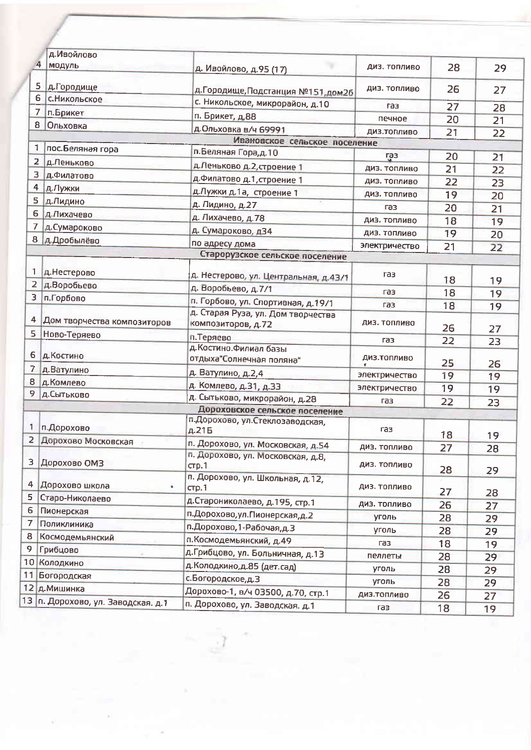| | | | | | |
|---|---|---|---|---|---|
| 4 | д.Ивойлово модуль | д. Ивойлово, д.95 (17) | диз. топливо | 28 | 29 |
| 5 | д.Городище | д.Городище,Подстанция №151,дом2б | диз. топливо | 26 | 27 |
| 6 | с.Никольское | с. Никольское, микрорайон, д.10 | газ | 27 | 28 |
| 7 | п.Брикет | п. Брикет, д.88 | печное | 20 | 21 |
| 8 | Ольховка | д.Ольховка в/ч 69991 | диз.топливо | 21 | 22 |
| | **Ивановское сельское поселение** | | | | |
| 1 | пос.Беляная гора | п.Беляная Гора,д.10 | газ | 20 | 21 |
| 2 | д.Леньково | д.Леньково д.2,строение 1 | диз. топливо | 21 | 22 |
| 3 | д.Филатово | д.Филатово д.1,строение 1 | диз. топливо | 22 | 23 |
| 4 | д.Лужки | д.Лужки д.1а, строение 1 | диз. топливо | 19 | 20 |
| 5 | д.Лидино | д. Лидино, д.27 | газ | 20 | 21 |
| 6 | д.Лихачево | д. Лихачево, д.78 | диз. топливо | 18 | 19 |
| 7 | д.Сумароково | д. Сумароково, д34 | диз. топливо | 19 | 20 |
| 8 | д.Дробылёво | по адресу дома | электричество | 21 | 22 |
| | **Старорузское сельское поселение** | | | | |
| 1 | д.Нестерово | д. Нестерово, ул. Центральная, д.43/1 | газ | 18 | 19 |
| 2 | д.Воробьево | д. Воробьево, д.7/1 | газ | 18 | 19 |
| 3 | п.Горбово | п. Горбово, ул. Спортивная, д.19/1 | газ | 18 | 19 |
| 4 | Дом творчества композиторов | д. Старая Руза, ул. Дом творчества композиторов, д.72 | диз. топливо | 26 | 27 |
| 5 | Ново-Теряево | п.Теряево | газ | 22 | 23 |
| 6 | д.Костино | д.Костино.Филиал базы отдыха"Солнечная поляна" | диз.топливо | 25 | 26 |
| 7 | д.Ватулино | д. Ватулино, д.2,4 | электричество | 19 | 19 |
| 8 | д.Комлево | д. Комлево, д.31, д.33 | электричество | 19 | 19 |
| 9 | д.Сытьково | д. Сытьково, микрорайон, д.28 | газ | 22 | 23 |
| | **Дороховское сельское поселение** | | | | |
| 1 | п.Дорохово | п.Дорохово, ул.Стеклозаводская, д.21Б | газ | 18 | 19 |
| 2 | Дорохово Московская | п. Дорохово, ул. Московская, д.54 | диз. топливо | 27 | 28 |
| 3 | Дорохово ОМЗ | п. Дорохово, ул. Московская, д.8, стр.1 | диз. топливо | 28 | 29 |
| 4 | Дорохово школа | п. Дорохово, ул. Школьная, д.12, стр.1 | диз. топливо | 27 | 28 |
| 5 | Старо-Николаево | д.Староникопаево, д.195, стр.1 | диз. топливо | 26 | 27 |
| 6 | Пионерская | п.Дорохово,ул.Пионерская,д.2 | уголь | 28 | 29 |
| 7 | Поликлиника | п.Дорохово,1-Рабочая,д.3 | уголь | 28 | 29 |
| 8 | Космодемьянский | п.Космодемьянский, д.49 | газ | 18 | 19 |
| 9 | Грибцово | д.Грибцово, ул. Больничная, д.13 | пеллеты | 28 | 29 |
| 10 | Колодкино | д.Колодкино,д.85 (дет.сад) | уголь | 28 | 29 |
| 11 | Богородская | с.Богородское,д.3 | уголь | 28 | 29 |
| 12 | д.Мишинка | Дорохово-1, в/ч 03500, д.70, стр.1 | диз.топливо | 26 | 27 |
| 13 | п. Дорохово, ул. Заводская. д.1 | п. Дорохово, ул. Заводская. д.1 | газ | 18 | 19 |